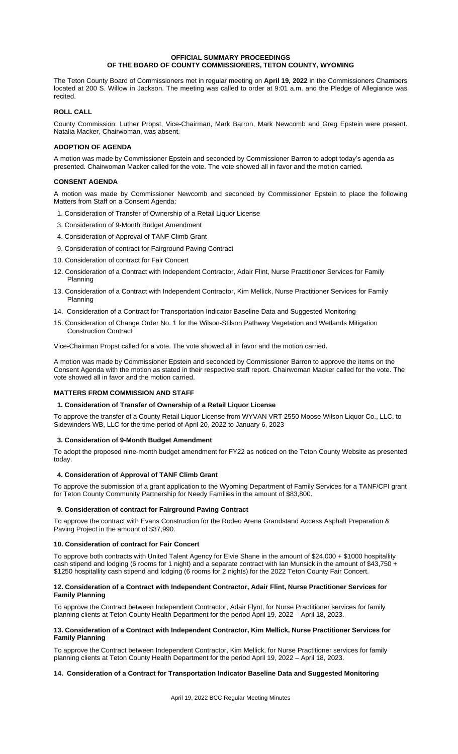**OFFICIAL SUMMARY PROCEEDINGS**
**OF THE BOARD OF COUNTY COMMISSIONERS, TETON COUNTY, WYOMING**

The Teton County Board of Commissioners met in regular meeting on **April 19, 2022** in the Commissioners Chambers located at 200 S. Willow in Jackson. The meeting was called to order at 9:01 a.m. and the Pledge of Allegiance was recited.

## ROLL CALL

County Commission: Luther Propst, Vice-Chairman, Mark Barron, Mark Newcomb and Greg Epstein were present. Natalia Macker, Chairwoman, was absent.

## ADOPTION OF AGENDA

A motion was made by Commissioner Epstein and seconded by Commissioner Barron to adopt today's agenda as presented. Chairwoman Macker called for the vote. The vote showed all in favor and the motion carried.

## CONSENT AGENDA

A motion was made by Commissioner Newcomb and seconded by Commissioner Epstein to place the following Matters from Staff on a Consent Agenda:

1. Consideration of Transfer of Ownership of a Retail Liquor License
3. Consideration of 9-Month Budget Amendment
4. Consideration of Approval of TANF Climb Grant
9. Consideration of contract for Fairground Paving Contract
10. Consideration of contract for Fair Concert
12. Consideration of a Contract with Independent Contractor, Adair Flint, Nurse Practitioner Services for Family Planning
13. Consideration of a Contract with Independent Contractor, Kim Mellick, Nurse Practitioner Services for Family Planning
14. Consideration of a Contract for Transportation Indicator Baseline Data and Suggested Monitoring
15. Consideration of Change Order No. 1 for the Wilson-Stilson Pathway Vegetation and Wetlands Mitigation Construction Contract

Vice-Chairman Propst called for a vote. The vote showed all in favor and the motion carried.

A motion was made by Commissioner Epstein and seconded by Commissioner Barron to approve the items on the Consent Agenda with the motion as stated in their respective staff report. Chairwoman Macker called for the vote. The vote showed all in favor and the motion carried.

## MATTERS FROM COMMISSION AND STAFF

### 1. Consideration of Transfer of Ownership of a Retail Liquor License

To approve the transfer of a County Retail Liquor License from WYVAN VRT 2550 Moose Wilson Liquor Co., LLC. to Sidewinders WB, LLC for the time period of April 20, 2022 to January 6, 2023

### 3. Consideration of 9-Month Budget Amendment

To adopt the proposed nine-month budget amendment for FY22 as noticed on the Teton County Website as presented today.

### 4. Consideration of Approval of TANF Climb Grant

To approve the submission of a grant application to the Wyoming Department of Family Services for a TANF/CPI grant for Teton County Community Partnership for Needy Families in the amount of $83,800.

### 9. Consideration of contract for Fairground Paving Contract

To approve the contract with Evans Construction for the Rodeo Arena Grandstand Access Asphalt Preparation & Paving Project in the amount of $37,990.

### 10. Consideration of contract for Fair Concert

To approve both contracts with United Talent Agency for Elvie Shane in the amount of $24,000 + $1000 hospitallity cash stipend and lodging (6 rooms for 1 night) and a separate contract with Ian Munsick in the amount of $43,750 + $1250 hospitallity cash stipend and lodging (6 rooms for 2 nights) for the 2022 Teton County Fair Concert.

### 12. Consideration of a Contract with Independent Contractor, Adair Flint, Nurse Practitioner Services for Family Planning

To approve the Contract between Independent Contractor, Adair Flynt, for Nurse Practitioner services for family planning clients at Teton County Health Department for the period April 19, 2022 – April 18, 2023.

### 13. Consideration of a Contract with Independent Contractor, Kim Mellick, Nurse Practitioner Services for Family Planning

To approve the Contract between Independent Contractor, Kim Mellick, for Nurse Practitioner services for family planning clients at Teton County Health Department for the period April 19, 2022 – April 18, 2023.

### 14. Consideration of a Contract for Transportation Indicator Baseline Data and Suggested Monitoring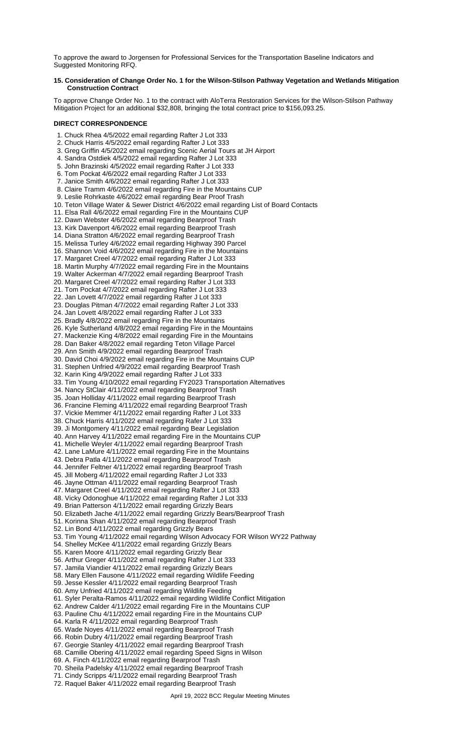To approve the award to Jorgensen for Professional Services for the Transportation Baseline Indicators and Suggested Monitoring RFQ.

**15. Consideration of Change Order No. 1 for the Wilson-Stilson Pathway Vegetation and Wetlands Mitigation Construction Contract**

To approve Change Order No. 1 to the contract with AloTerra Restoration Services for the Wilson-Stilson Pathway Mitigation Project for an additional $32,808, bringing the total contract price to $156,093.25.

**DIRECT CORRESPONDENCE**

1. Chuck Rhea 4/5/2022 email regarding Rafter J Lot 333
2. Chuck Harris 4/5/2022 email regarding Rafter J Lot 333
3. Greg Griffin 4/5/2022 email regarding Scenic Aerial Tours at JH Airport
4. Sandra Ostdiek 4/5/2022 email regarding Rafter J Lot 333
5. John Brazinski 4/5/2022 email regarding Rafter J Lot 333
6. Tom Pockat 4/6/2022 email regarding Rafter J Lot 333
7. Janice Smith 4/6/2022 email regarding Rafter J Lot 333
8. Claire Tramm 4/6/2022 email regarding Fire in the Mountains CUP
9. Leslie Rohrkaste 4/6/2022 email regarding Bear Proof Trash
10. Teton Village Water & Sewer District 4/6/2022 email regarding List of Board Contacts
11. Elsa Rall 4/6/2022 email regarding Fire in the Mountains CUP
12. Dawn Webster 4/6/2022 email regarding Bearproof Trash
13. Kirk Davenport 4/6/2022 email regarding Bearproof Trash
14. Diana Stratton 4/6/2022 email regarding Bearproof Trash
15. Melissa Turley 4/6/2022 email regarding Highway 390 Parcel
16. Shannon Void 4/6/2022 email regarding Fire in the Mountains
17. Margaret Creel 4/7/2022 email regarding Rafter J Lot 333
18. Martin Murphy 4/7/2022 email regarding Fire in the Mountains
19. Walter Ackerman 4/7/2022 email regarding Bearproof Trash
20. Margaret Creel 4/7/2022 email regarding Rafter J Lot 333
21. Tom Pockat 4/7/2022 email regarding Rafter J Lot 333
22. Jan Lovett 4/7/2022 email regarding Rafter J Lot 333
23. Douglas Pitman 4/7/2022 email regarding Rafter J Lot 333
24. Jan Lovett 4/8/2022 email regarding Rafter J Lot 333
25. Bradly 4/8/2022 email regarding Fire in the Mountains
26. Kyle Sutherland 4/8/2022 email regarding Fire in the Mountains
27. Mackenzie King 4/8/2022 email regarding Fire in the Mountains
28. Dan Baker 4/8/2022 email regarding Teton Village Parcel
29. Ann Smith 4/9/2022 email regarding Bearproof Trash
30. David Choi 4/9/2022 email regarding Fire in the Mountains CUP
31. Stephen Unfried 4/9/2022 email regarding Bearproof Trash
32. Karin King 4/9/2022 email regarding Rafter J Lot 333
33. Tim Young 4/10/2022 email regarding FY2023 Transportation Alternatives
34. Nancy StClair 4/11/2022 email regarding Bearproof Trash
35. Joan Holliday 4/11/2022 email regarding Bearproof Trash
36. Francine Fleming 4/11/2022 email regarding Bearproof Trash
37. Vickie Memmer 4/11/2022 email regarding Rafter J Lot 333
38. Chuck Harris 4/11/2022 email regarding Rafer J Lot 333
39. Ji Montgomery 4/11/2022 email regarding Bear Legislation
40. Ann Harvey 4/11/2022 email regarding Fire in the Mountains CUP
41. Michelle Weyler 4/11/2022 email regarding Bearproof Trash
42. Lane LaMure 4/11/2022 email regarding Fire in the Mountains
43. Debra Patla 4/11/2022 email regarding Bearproof Trash
44. Jennifer Feltner 4/11/2022 email regarding Bearproof Trash
45. Jill Moberg 4/11/2022 email regarding Rafter J Lot 333
46. Jayne Ottman 4/11/2022 email regarding Bearproof Trash
47. Margaret Creel 4/11/2022 email regarding Rafter J Lot 333
48. Vicky Odonoghue 4/11/2022 email regarding Rafter J Lot 333
49. Brian Patterson 4/11/2022 email regarding Grizzly Bears
50. Elizabeth Jache 4/11/2022 email regarding Grizzly Bears/Bearproof Trash
51. Korinna Shan 4/11/2022 email regarding Bearproof Trash
52. Lin Bond 4/11/2022 email regarding Grizzly Bears
53. Tim Young 4/11/2022 email regarding Wilson Advocacy FOR Wilson WY22 Pathway
54. Shelley McKee 4/11/2022 email regarding Grizzly Bears
55. Karen Moore 4/11/2022 email regarding Grizzly Bear
56. Arthur Greger 4/11/2022 email regarding Rafter J Lot 333
57. Jamila Viandier 4/11/2022 email regarding Grizzly Bears
58. Mary Ellen Fausone 4/11/2022 email regarding Wildlife Feeding
59. Jesse Kessler 4/11/2022 email regarding Bearproof Trash
60. Amy Unfried 4/11/2022 email regarding Wildlife Feeding
61. Syler Peralta-Ramos 4/11/2022 email regarding Wildlife Conflict Mitigation
62. Andrew Calder 4/11/2022 email regarding Fire in the Mountains CUP
63. Pauline Chu 4/11/2022 email regarding Fire in the Mountains CUP
64. Karla R 4/11/2022 email regarding Bearproof Trash
65. Wade Noyes 4/11/2022 email regarding Bearproof Trash
66. Robin Dubry 4/11/2022 email regarding Bearproof Trash
67. Georgie Stanley 4/11/2022 email regarding Bearproof Trash
68. Camille Obering 4/11/2022 email regarding Speed Signs in Wilson
69. A. Finch 4/11/2022 email regarding Bearproof Trash
70. Sheila Padelsky 4/11/2022 email regarding Bearproof Trash
71. Cindy Scripps 4/11/2022 email regarding Bearproof Trash
72. Raquel Baker 4/11/2022 email regarding Bearproof Trash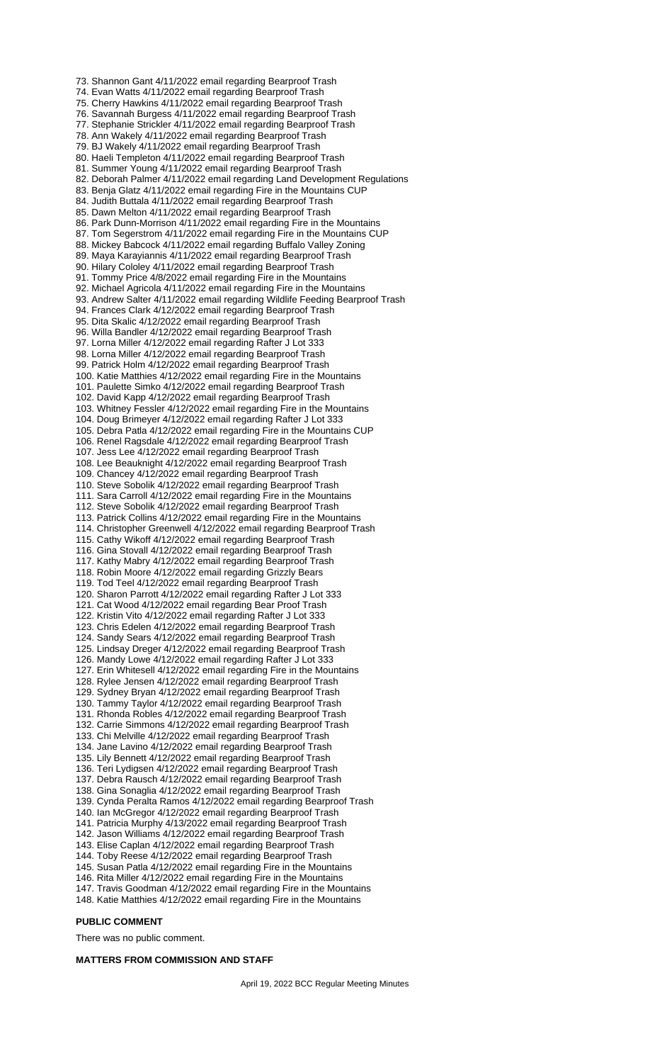73. Shannon Gant 4/11/2022 email regarding Bearproof Trash
74. Evan Watts 4/11/2022 email regarding Bearproof Trash
75. Cherry Hawkins 4/11/2022 email regarding Bearproof Trash
76. Savannah Burgess 4/11/2022 email regarding Bearproof Trash
77. Stephanie Strickler 4/11/2022 email regarding Bearproof Trash
78. Ann Wakely 4/11/2022 email regarding Bearproof Trash
79. BJ Wakely 4/11/2022 email regarding Bearproof Trash
80. Haeli Templeton 4/11/2022 email regarding Bearproof Trash
81. Summer Young 4/11/2022 email regarding Bearproof Trash
82. Deborah Palmer 4/11/2022 email regarding Land Development Regulations
83. Benja Glatz 4/11/2022 email regarding Fire in the Mountains CUP
84. Judith Buttala 4/11/2022 email regarding Bearproof Trash
85. Dawn Melton 4/11/2022 email regarding Bearproof Trash
86. Park Dunn-Morrison 4/11/2022 email regarding Fire in the Mountains
87. Tom Segerstrom 4/11/2022 email regarding Fire in the Mountains CUP
88. Mickey Babcock 4/11/2022 email regarding Buffalo Valley Zoning
89. Maya Karayiannis 4/11/2022 email regarding Bearproof Trash
90. Hilary Cololey 4/11/2022 email regarding Bearproof Trash
91. Tommy Price 4/8/2022 email regarding Fire in the Mountains
92. Michael Agricola 4/11/2022 email regarding Fire in the Mountains
93. Andrew Salter 4/11/2022 email regarding Wildlife Feeding Bearproof Trash
94. Frances Clark 4/12/2022 email regarding Bearproof Trash
95. Dita Skalic 4/12/2022 email regarding Bearproof Trash
96. Willa Bandler 4/12/2022 email regarding Bearproof Trash
97. Lorna Miller 4/12/2022 email regarding Rafter J Lot 333
98. Lorna Miller 4/12/2022 email regarding Bearproof Trash
99. Patrick Holm 4/12/2022 email regarding Bearproof Trash
100. Katie Matthies 4/12/2022 email regarding Fire in the Mountains
101. Paulette Simko 4/12/2022 email regarding Bearproof Trash
102. David Kapp 4/12/2022 email regarding Bearproof Trash
103. Whitney Fessler 4/12/2022 email regarding Fire in the Mountains
104. Doug Brimeyer 4/12/2022 email regarding Rafter J Lot 333
105. Debra Patla 4/12/2022 email regarding Fire in the Mountains CUP
106. Renel Ragsdale 4/12/2022 email regarding Bearproof Trash
107. Jess Lee 4/12/2022 email regarding Bearproof Trash
108. Lee Beauknight 4/12/2022 email regarding Bearproof Trash
109. Chancey 4/12/2022 email regarding Bearproof Trash
110. Steve Sobolik 4/12/2022 email regarding Bearproof Trash
111. Sara Carroll 4/12/2022 email regarding Fire in the Mountains
112. Steve Sobolik 4/12/2022 email regarding Bearproof Trash
113. Patrick Collins 4/12/2022 email regarding Fire in the Mountains
114. Christopher Greenwell 4/12/2022 email regarding Bearproof Trash
115. Cathy Wikoff 4/12/2022 email regarding Bearproof Trash
116. Gina Stovall 4/12/2022 email regarding Bearproof Trash
117. Kathy Mabry 4/12/2022 email regarding Bearproof Trash
118. Robin Moore 4/12/2022 email regarding Grizzly Bears
119. Tod Teel 4/12/2022 email regarding Bearproof Trash
120. Sharon Parrott 4/12/2022 email regarding Rafter J Lot 333
121. Cat Wood 4/12/2022 email regarding Bear Proof Trash
122. Kristin Vito 4/12/2022 email regarding Rafter J Lot 333
123. Chris Edelen 4/12/2022 email regarding Bearproof Trash
124. Sandy Sears 4/12/2022 email regarding Bearproof Trash
125. Lindsay Dreger 4/12/2022 email regarding Bearproof Trash
126. Mandy Lowe 4/12/2022 email regarding Rafter J Lot 333
127. Erin Whitesell 4/12/2022 email regarding Fire in the Mountains
128. Rylee Jensen 4/12/2022 email regarding Bearproof Trash
129. Sydney Bryan 4/12/2022 email regarding Bearproof Trash
130. Tammy Taylor 4/12/2022 email regarding Bearproof Trash
131. Rhonda Robles 4/12/2022 email regarding Bearproof Trash
132. Carrie Simmons 4/12/2022 email regarding Bearproof Trash
133. Chi Melville 4/12/2022 email regarding Bearproof Trash
134. Jane Lavino 4/12/2022 email regarding Bearproof Trash
135. Lily Bennett 4/12/2022 email regarding Bearproof Trash
136. Teri Lydigsen 4/12/2022 email regarding Bearproof Trash
137. Debra Rausch 4/12/2022 email regarding Bearproof Trash
138. Gina Sonaglia 4/12/2022 email regarding Bearproof Trash
139. Cynda Peralta Ramos 4/12/2022 email regarding Bearproof Trash
140. Ian McGregor 4/12/2022 email regarding Bearproof Trash
141. Patricia Murphy 4/13/2022 email regarding Bearproof Trash
142. Jason Williams 4/12/2022 email regarding Bearproof Trash
143. Elise Caplan 4/12/2022 email regarding Bearproof Trash
144. Toby Reese 4/12/2022 email regarding Bearproof Trash
145. Susan Patla 4/12/2022 email regarding Fire in the Mountains
146. Rita Miller 4/12/2022 email regarding Fire in the Mountains
147. Travis Goodman 4/12/2022 email regarding Fire in the Mountains
148. Katie Matthies 4/12/2022 email regarding Fire in the Mountains

**PUBLIC COMMENT**

There was no public comment.

**MATTERS FROM COMMISSION AND STAFF**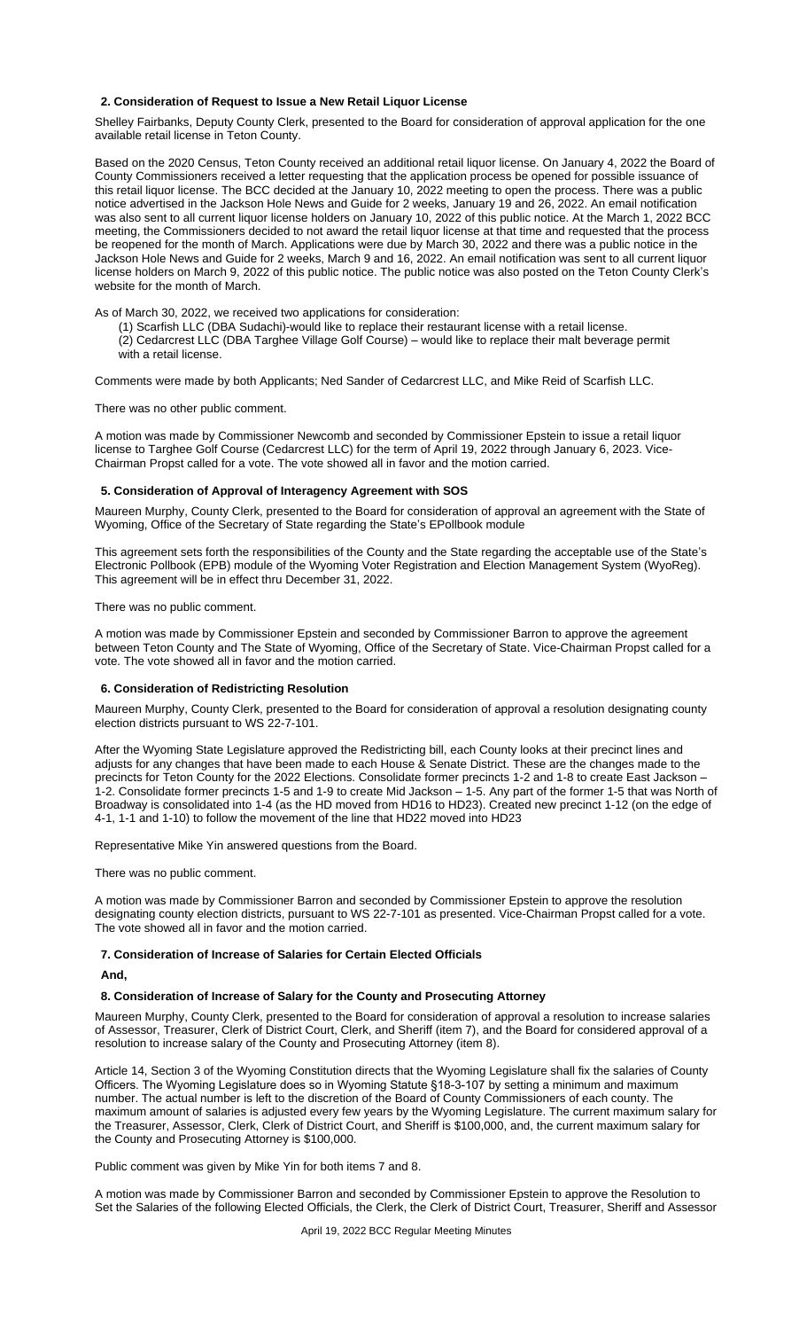### 2. Consideration of Request to Issue a New Retail Liquor License

Shelley Fairbanks, Deputy County Clerk, presented to the Board for consideration of approval application for the one available retail license in Teton County.

Based on the 2020 Census, Teton County received an additional retail liquor license. On January 4, 2022 the Board of County Commissioners received a letter requesting that the application process be opened for possible issuance of this retail liquor license. The BCC decided at the January 10, 2022 meeting to open the process. There was a public notice advertised in the Jackson Hole News and Guide for 2 weeks, January 19 and 26, 2022. An email notification was also sent to all current liquor license holders on January 10, 2022 of this public notice. At the March 1, 2022 BCC meeting, the Commissioners decided to not award the retail liquor license at that time and requested that the process be reopened for the month of March. Applications were due by March 30, 2022 and there was a public notice in the Jackson Hole News and Guide for 2 weeks, March 9 and 16, 2022. An email notification was sent to all current liquor license holders on March 9, 2022 of this public notice. The public notice was also posted on the Teton County Clerk's website for the month of March.

As of March 30, 2022, we received two applications for consideration:

(1) Scarfish LLC (DBA Sudachi)-would like to replace their restaurant license with a retail license.
(2) Cedarcrest LLC (DBA Targhee Village Golf Course) – would like to replace their malt beverage permit with a retail license.

Comments were made by both Applicants; Ned Sander of Cedarcrest LLC, and Mike Reid of Scarfish LLC.

There was no other public comment.

A motion was made by Commissioner Newcomb and seconded by Commissioner Epstein to issue a retail liquor license to Targhee Golf Course (Cedarcrest LLC) for the term of April 19, 2022 through January 6, 2023. Vice-Chairman Propst called for a vote. The vote showed all in favor and the motion carried.

### 5. Consideration of Approval of Interagency Agreement with SOS

Maureen Murphy, County Clerk, presented to the Board for consideration of approval an agreement with the State of Wyoming, Office of the Secretary of State regarding the State's EPollbook module

This agreement sets forth the responsibilities of the County and the State regarding the acceptable use of the State's Electronic Pollbook (EPB) module of the Wyoming Voter Registration and Election Management System (WyoReg). This agreement will be in effect thru December 31, 2022.

There was no public comment.

A motion was made by Commissioner Epstein and seconded by Commissioner Barron to approve the agreement between Teton County and The State of Wyoming, Office of the Secretary of State. Vice-Chairman Propst called for a vote. The vote showed all in favor and the motion carried.

### 6. Consideration of Redistricting Resolution

Maureen Murphy, County Clerk, presented to the Board for consideration of approval a resolution designating county election districts pursuant to WS 22-7-101.

After the Wyoming State Legislature approved the Redistricting bill, each County looks at their precinct lines and adjusts for any changes that have been made to each House & Senate District. These are the changes made to the precincts for Teton County for the 2022 Elections. Consolidate former precincts 1-2 and 1-8 to create East Jackson – 1-2. Consolidate former precincts 1-5 and 1-9 to create Mid Jackson – 1-5. Any part of the former 1-5 that was North of Broadway is consolidated into 1-4 (as the HD moved from HD16 to HD23). Created new precinct 1-12 (on the edge of 4-1, 1-1 and 1-10) to follow the movement of the line that HD22 moved into HD23

Representative Mike Yin answered questions from the Board.

There was no public comment.

A motion was made by Commissioner Barron and seconded by Commissioner Epstein to approve the resolution designating county election districts, pursuant to WS 22-7-101 as presented. Vice-Chairman Propst called for a vote. The vote showed all in favor and the motion carried.

### 7. Consideration of Increase of Salaries for Certain Elected Officials

**And,**

### 8. Consideration of Increase of Salary for the County and Prosecuting Attorney

Maureen Murphy, County Clerk, presented to the Board for consideration of approval a resolution to increase salaries of Assessor, Treasurer, Clerk of District Court, Clerk, and Sheriff (item 7), and the Board for considered approval of a resolution to increase salary of the County and Prosecuting Attorney (item 8).

Article 14, Section 3 of the Wyoming Constitution directs that the Wyoming Legislature shall fix the salaries of County Officers. The Wyoming Legislature does so in Wyoming Statute §18-3-107 by setting a minimum and maximum number. The actual number is left to the discretion of the Board of County Commissioners of each county. The maximum amount of salaries is adjusted every few years by the Wyoming Legislature. The current maximum salary for the Treasurer, Assessor, Clerk, Clerk of District Court, and Sheriff is $100,000, and, the current maximum salary for the County and Prosecuting Attorney is $100,000.

Public comment was given by Mike Yin for both items 7 and 8.

A motion was made by Commissioner Barron and seconded by Commissioner Epstein to approve the Resolution to Set the Salaries of the following Elected Officials, the Clerk, the Clerk of District Court, Treasurer, Sheriff and Assessor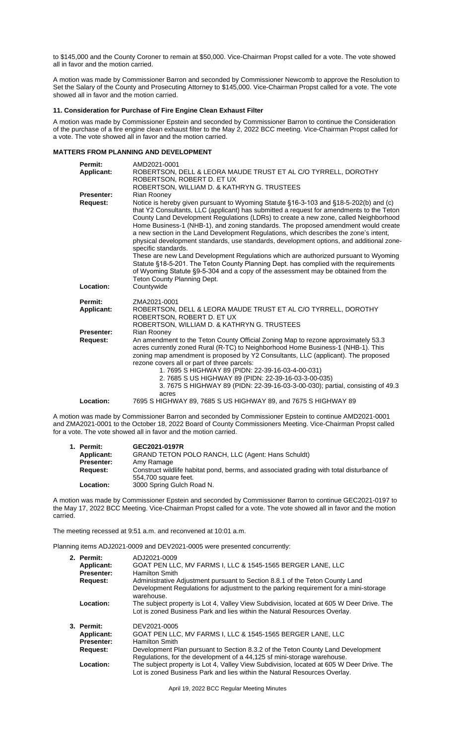to $145,000 and the County Coroner to remain at $50,000. Vice-Chairman Propst called for a vote. The vote showed all in favor and the motion carried.

A motion was made by Commissioner Barron and seconded by Commissioner Newcomb to approve the Resolution to Set the Salary of the County and Prosecuting Attorney to $145,000. Vice-Chairman Propst called for a vote. The vote showed all in favor and the motion carried.

**11. Consideration for Purchase of Fire Engine Clean Exhaust Filter**

A motion was made by Commissioner Epstein and seconded by Commissioner Barron to continue the Consideration of the purchase of a fire engine clean exhaust filter to the May 2, 2022 BCC meeting. Vice-Chairman Propst called for a vote. The vote showed all in favor and the motion carried.

**MATTERS FROM PLANNING AND DEVELOPMENT**

| | |
|---|---|
| **Permit:** | AMD2021-0001 |
| **Applicant:** | ROBERTSON, DELL & LEORA MAUDE TRUST ET AL C/O TYRRELL, DOROTHY<br>ROBERTSON, ROBERT D. ET UX<br>ROBERTSON, WILLIAM D. & KATHRYN G. TRUSTEES |
| **Presenter:** | Rian Rooney |
| **Request:** | Notice is hereby given pursuant to Wyoming Statute §16-3-103 and §18-5-202(b) and (c) that Y2 Consultants, LLC (applicant) has submitted a request for amendments to the Teton County Land Development Regulations (LDRs) to create a new zone, called Neighborhood Home Business-1 (NHB-1), and zoning standards. The proposed amendment would create a new section in the Land Development Regulations, which describes the zone's intent, physical development standards, use standards, development options, and additional zone-specific standards.<br>These are new Land Development Regulations which are authorized pursuant to Wyoming Statute §18-5-201. The Teton County Planning Dept. has complied with the requirements of Wyoming Statute §9-5-304 and a copy of the assessment may be obtained from the Teton County Planning Dept. |
| **Location:** | Countywide |

| | |
|---|---|
| **Permit:** | ZMA2021-0001 |
| **Applicant:** | ROBERTSON, DELL & LEORA MAUDE TRUST ET AL C/O TYRRELL, DOROTHY<br>ROBERTSON, ROBERT D. ET UX<br>ROBERTSON, WILLIAM D. & KATHRYN G. TRUSTEES |
| **Presenter:** | Rian Rooney |
| **Request:** | An amendment to the Teton County Official Zoning Map to rezone approximately 53.3 acres currently zoned Rural (R-TC) to Neighborhood Home Business-1 (NHB-1). This zoning map amendment is proposed by Y2 Consultants, LLC (applicant). The proposed rezone covers all or part of three parcels:<br>1. 7695 S HIGHWAY 89 (PIDN: 22-39-16-03-4-00-031)<br>2. 7685 S US HIGHWAY 89 (PIDN: 22-39-16-03-3-00-035)<br>3. 7675 S HIGHWAY 89 (PIDN: 22-39-16-03-3-00-030); partial, consisting of 49.3 acres |
| **Location:** | 7695 S HIGHWAY 89, 7685 S US HIGHWAY 89, and 7675 S HIGHWAY 89 |

A motion was made by Commissioner Barron and seconded by Commissioner Epstein to continue AMD2021-0001 and ZMA2021-0001 to the October 18, 2022 Board of County Commissioners Meeting. Vice-Chairman Propst called for a vote. The vote showed all in favor and the motion carried.

| | |
|---|---|
| **1. Permit:** | **GEC2021-0197R** |
| **Applicant:** | GRAND TETON POLO RANCH, LLC (Agent: Hans Schuldt) |
| **Presenter:** | Amy Ramage |
| **Request:** | Construct wildlife habitat pond, berms, and associated grading with total disturbance of 554,700 square feet. |
| **Location:** | 3000 Spring Gulch Road N. |

A motion was made by Commissioner Epstein and seconded by Commissioner Barron to continue GEC2021-0197 to the May 17, 2022 BCC Meeting. Vice-Chairman Propst called for a vote. The vote showed all in favor and the motion carried.

The meeting recessed at 9:51 a.m. and reconvened at 10:01 a.m.

Planning items ADJ2021-0009 and DEV2021-0005 were presented concurrently:

| | |
|---|---|
| **2. Permit:** | ADJ2021-0009 |
| **Applicant:** | GOAT PEN LLC, MV FARMS I, LLC & 1545-1565 BERGER LANE, LLC |
| **Presenter:** | Hamilton Smith |
| **Request:** | Administrative Adjustment pursuant to Section 8.8.1 of the Teton County Land Development Regulations for adjustment to the parking requirement for a mini-storage warehouse. |
| **Location:** | The subject property is Lot 4, Valley View Subdivision, located at 605 W Deer Drive. The Lot is zoned Business Park and lies within the Natural Resources Overlay. |

| | |
|---|---|
| **3. Permit:** | DEV2021-0005 |
| **Applicant:** | GOAT PEN LLC, MV FARMS I, LLC & 1545-1565 BERGER LANE, LLC |
| **Presenter:** | Hamilton Smith |
| **Request:** | Development Plan pursuant to Section 8.3.2 of the Teton County Land Development Regulations, for the development of a 44,125 sf mini-storage warehouse. |
| **Location:** | The subject property is Lot 4, Valley View Subdivision, located at 605 W Deer Drive. The Lot is zoned Business Park and lies within the Natural Resources Overlay. |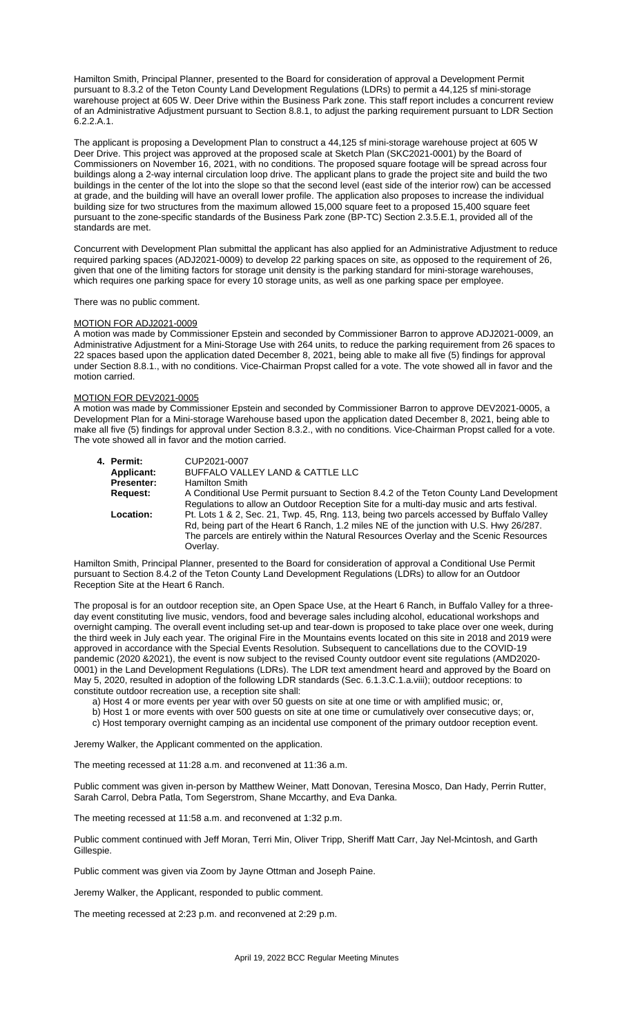Hamilton Smith, Principal Planner, presented to the Board for consideration of approval a Development Permit pursuant to 8.3.2 of the Teton County Land Development Regulations (LDRs) to permit a 44,125 sf mini-storage warehouse project at 605 W. Deer Drive within the Business Park zone. This staff report includes a concurrent review of an Administrative Adjustment pursuant to Section 8.8.1, to adjust the parking requirement pursuant to LDR Section 6.2.2.A.1.

The applicant is proposing a Development Plan to construct a 44,125 sf mini-storage warehouse project at 605 W Deer Drive. This project was approved at the proposed scale at Sketch Plan (SKC2021-0001) by the Board of Commissioners on November 16, 2021, with no conditions. The proposed square footage will be spread across four buildings along a 2-way internal circulation loop drive. The applicant plans to grade the project site and build the two buildings in the center of the lot into the slope so that the second level (east side of the interior row) can be accessed at grade, and the building will have an overall lower profile. The application also proposes to increase the individual building size for two structures from the maximum allowed 15,000 square feet to a proposed 15,400 square feet pursuant to the zone-specific standards of the Business Park zone (BP-TC) Section 2.3.5.E.1, provided all of the standards are met.

Concurrent with Development Plan submittal the applicant has also applied for an Administrative Adjustment to reduce required parking spaces (ADJ2021-0009) to develop 22 parking spaces on site, as opposed to the requirement of 26, given that one of the limiting factors for storage unit density is the parking standard for mini-storage warehouses, which requires one parking space for every 10 storage units, as well as one parking space per employee.

There was no public comment.

MOTION FOR ADJ2021-0009

A motion was made by Commissioner Epstein and seconded by Commissioner Barron to approve ADJ2021-0009, an Administrative Adjustment for a Mini-Storage Use with 264 units, to reduce the parking requirement from 26 spaces to 22 spaces based upon the application dated December 8, 2021, being able to make all five (5) findings for approval under Section 8.8.1., with no conditions. Vice-Chairman Propst called for a vote. The vote showed all in favor and the motion carried.

MOTION FOR DEV2021-0005

A motion was made by Commissioner Epstein and seconded by Commissioner Barron to approve DEV2021-0005, a Development Plan for a Mini-storage Warehouse based upon the application dated December 8, 2021, being able to make all five (5) findings for approval under Section 8.3.2., with no conditions. Vice-Chairman Propst called for a vote. The vote showed all in favor and the motion carried.

**4. Permit:** CUP2021-0007
**Applicant:** BUFFALO VALLEY LAND & CATTLE LLC
**Presenter:** Hamilton Smith
**Request:** A Conditional Use Permit pursuant to Section 8.4.2 of the Teton County Land Development Regulations to allow an Outdoor Reception Site for a multi-day music and arts festival.
**Location:** Pt. Lots 1 & 2, Sec. 21, Twp. 45, Rng. 113, being two parcels accessed by Buffalo Valley Rd, being part of the Heart 6 Ranch, 1.2 miles NE of the junction with U.S. Hwy 26/287. The parcels are entirely within the Natural Resources Overlay and the Scenic Resources Overlay.

Hamilton Smith, Principal Planner, presented to the Board for consideration of approval a Conditional Use Permit pursuant to Section 8.4.2 of the Teton County Land Development Regulations (LDRs) to allow for an Outdoor Reception Site at the Heart 6 Ranch.

The proposal is for an outdoor reception site, an Open Space Use, at the Heart 6 Ranch, in Buffalo Valley for a three-day event constituting live music, vendors, food and beverage sales including alcohol, educational workshops and overnight camping. The overall event including set-up and tear-down is proposed to take place over one week, during the third week in July each year. The original Fire in the Mountains events located on this site in 2018 and 2019 were approved in accordance with the Special Events Resolution. Subsequent to cancellations due to the COVID-19 pandemic (2020 &2021), the event is now subject to the revised County outdoor event site regulations (AMD2020-0001) in the Land Development Regulations (LDRs). The LDR text amendment heard and approved by the Board on May 5, 2020, resulted in adoption of the following LDR standards (Sec. 6.1.3.C.1.a.viii); outdoor receptions: to constitute outdoor recreation use, a reception site shall:

a) Host 4 or more events per year with over 50 guests on site at one time or with amplified music; or,
b) Host 1 or more events with over 500 guests on site at one time or cumulatively over consecutive days; or,
c) Host temporary overnight camping as an incidental use component of the primary outdoor reception event.

Jeremy Walker, the Applicant commented on the application.

The meeting recessed at 11:28 a.m. and reconvened at 11:36 a.m.

Public comment was given in-person by Matthew Weiner, Matt Donovan, Teresina Mosco, Dan Hady, Perrin Rutter, Sarah Carrol, Debra Patla, Tom Segerstrom, Shane Mccarthy, and Eva Danka.

The meeting recessed at 11:58 a.m. and reconvened at 1:32 p.m.

Public comment continued with Jeff Moran, Terri Min, Oliver Tripp, Sheriff Matt Carr, Jay Nel-Mcintosh, and Garth Gillespie.

Public comment was given via Zoom by Jayne Ottman and Joseph Paine.

Jeremy Walker, the Applicant, responded to public comment.

The meeting recessed at 2:23 p.m. and reconvened at 2:29 p.m.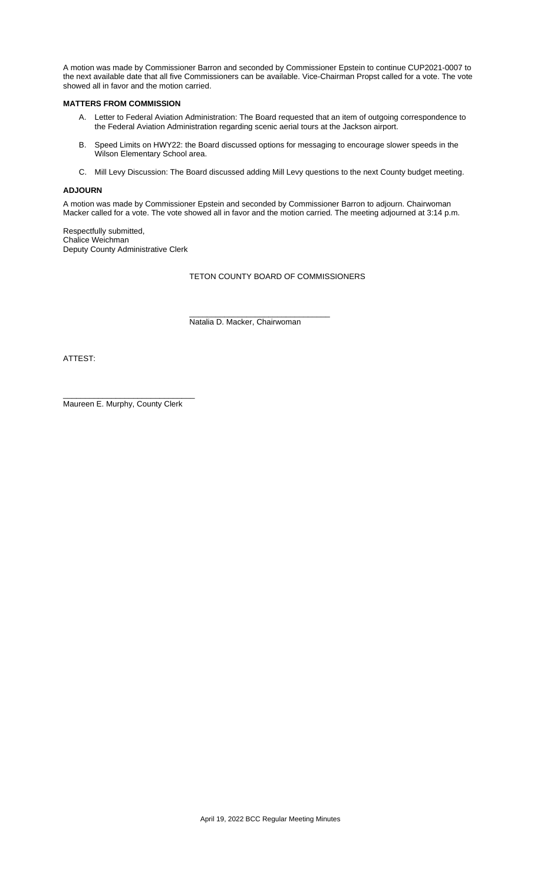A motion was made by Commissioner Barron and seconded by Commissioner Epstein to continue CUP2021-0007 to the next available date that all five Commissioners can be available. Vice-Chairman Propst called for a vote. The vote showed all in favor and the motion carried.

**MATTERS FROM COMMISSION**

A. Letter to Federal Aviation Administration: The Board requested that an item of outgoing correspondence to the Federal Aviation Administration regarding scenic aerial tours at the Jackson airport.

B. Speed Limits on HWY22: the Board discussed options for messaging to encourage slower speeds in the Wilson Elementary School area.

C. Mill Levy Discussion: The Board discussed adding Mill Levy questions to the next County budget meeting.

**ADJOURN**

A motion was made by Commissioner Epstein and seconded by Commissioner Barron to adjourn. Chairwoman Macker called for a vote. The vote showed all in favor and the motion carried. The meeting adjourned at 3:14 p.m.

Respectfully submitted,
Chalice Weichman
Deputy County Administrative Clerk

TETON COUNTY BOARD OF COMMISSIONERS

\_\_\_\_\_\_\_\_\_\_\_\_\_\_\_\_\_\_\_\_\_\_\_\_\_\_\_\_\_\_\_\_
Natalia D. Macker, Chairwoman

ATTEST:

\_\_\_\_\_\_\_\_\_\_\_\_\_\_\_\_\_\_\_\_\_\_\_\_\_\_\_\_\_\_
Maureen E. Murphy, County Clerk